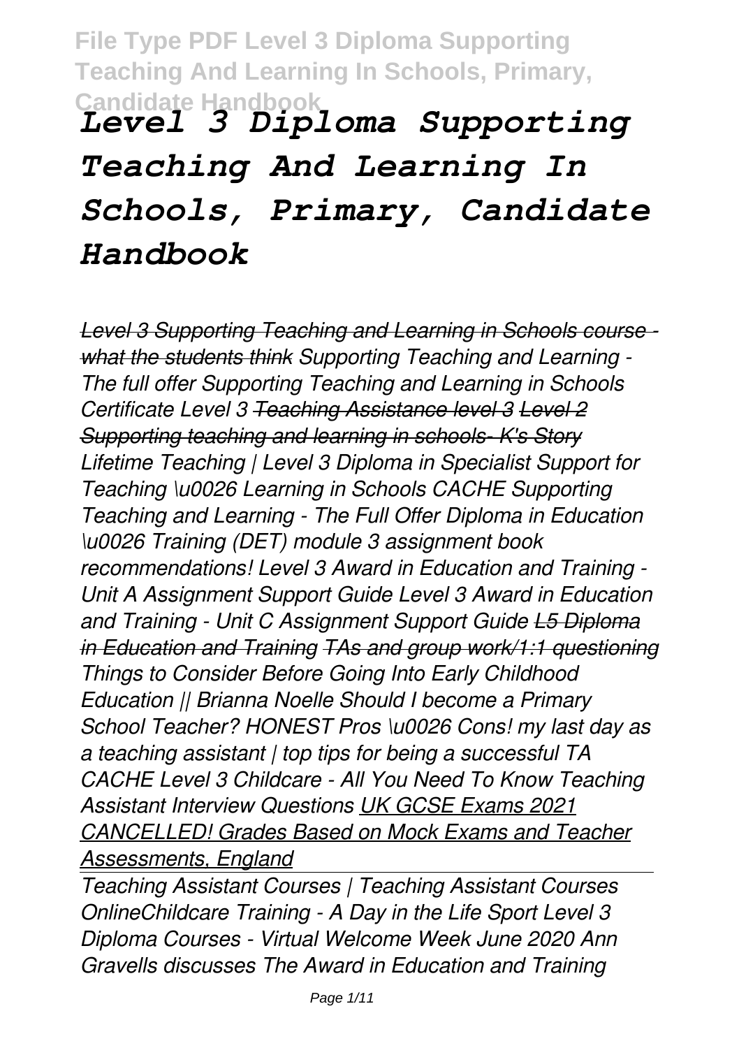# *Level 3 Diploma Supporting Teaching And Learning In Schools, Primary, Candidate Handbook*

*Level 3 Supporting Teaching and Learning in Schools course - what the students think Supporting Teaching and Learning - The full offer Supporting Teaching and Learning in Schools Certificate Level 3 Teaching Assistance level 3 Level 2 Supporting teaching and learning in schools- K's Story Lifetime Teaching | Level 3 Diploma in Specialist Support for Teaching \u0026 Learning in Schools CACHE Supporting Teaching and Learning - The Full Offer Diploma in Education \u0026 Training (DET) module 3 assignment book recommendations! Level 3 Award in Education and Training - Unit A Assignment Support Guide Level 3 Award in Education and Training - Unit C Assignment Support Guide L5 Diploma in Education and Training TAs and group work/1:1 questioning Things to Consider Before Going Into Early Childhood Education || Brianna Noelle Should I become a Primary School Teacher? HONEST Pros \u0026 Cons! my last day as a teaching assistant | top tips for being a successful TA CACHE Level 3 Childcare - All You Need To Know Teaching Assistant Interview Questions UK GCSE Exams 2021 CANCELLED! Grades Based on Mock Exams and Teacher Assessments, England*

*Teaching Assistant Courses | Teaching Assistant Courses OnlineChildcare Training - A Day in the Life Sport Level 3 Diploma Courses - Virtual Welcome Week June 2020 Ann Gravells discusses The Award in Education and Training*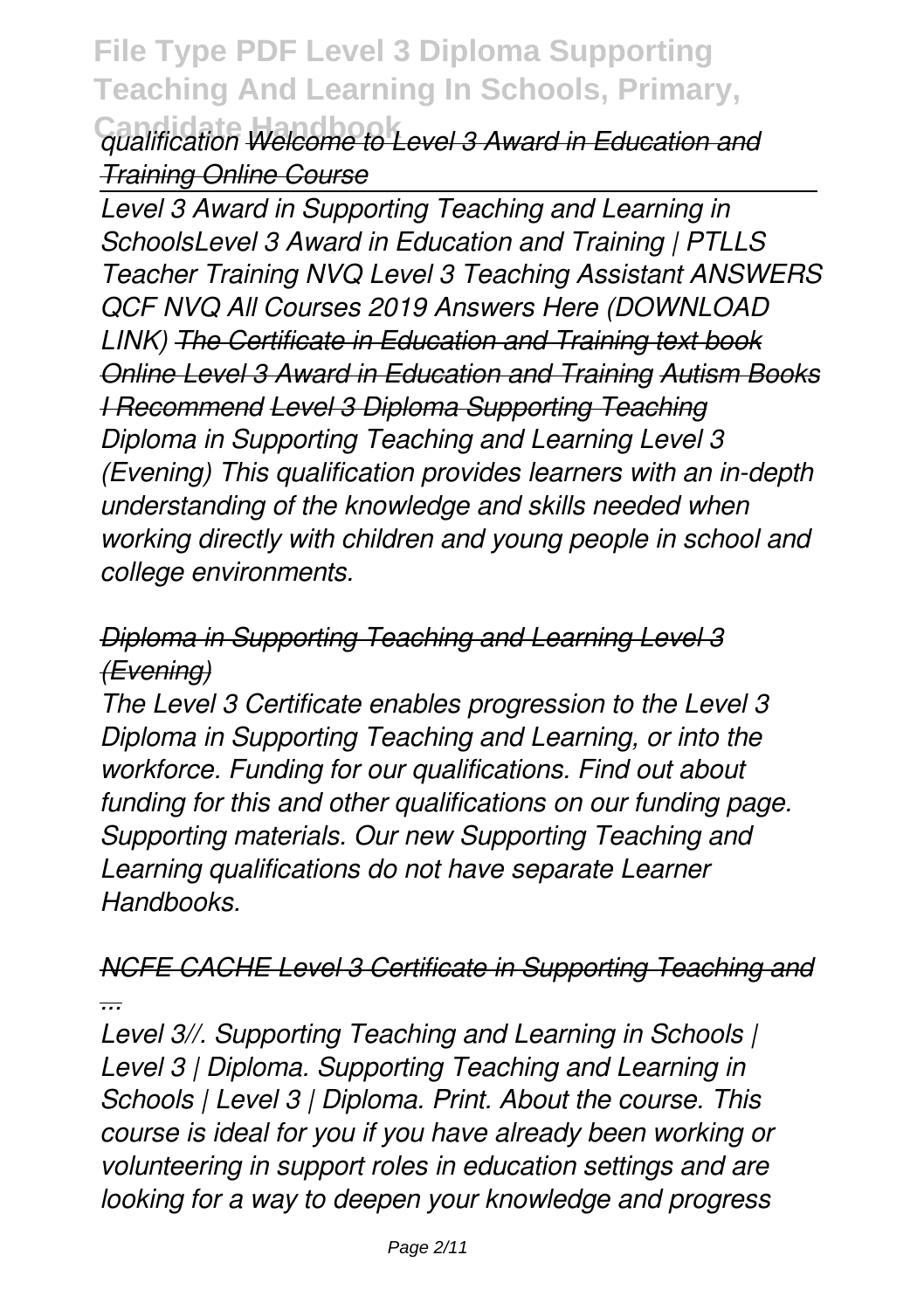*qualification ~~Welcome to Level 3 Award in Education and Training Online Course~~*

*Level 3 Award in Supporting Teaching and Learning in SchoolsLevel 3 Award in Education and Training | PTLLS Teacher Training NVQ Level 3 Teaching Assistant ANSWERS QCF NVQ All Courses 2019 Answers Here (DOWNLOAD LINK) ~~The Certificate in Education and Training text book~~ ~~Online Level 3 Award in Education and Training~~ ~~Autism Books I Recommend~~ ~~Level 3 Diploma Supporting Teaching~~ Diploma in Supporting Teaching and Learning Level 3 (Evening) This qualification provides learners with an in-depth understanding of the knowledge and skills needed when working directly with children and young people in school and college environments.*

*~~Diploma in Supporting Teaching and Learning Level 3 (Evening)~~*

*The Level 3 Certificate enables progression to the Level 3 Diploma in Supporting Teaching and Learning, or into the workforce. Funding for our qualifications. Find out about funding for this and other qualifications on our funding page. Supporting materials. Our new Supporting Teaching and Learning qualifications do not have separate Learner Handbooks.*

*~~NCFE CACHE Level 3 Certificate in Supporting Teaching and ...~~*

*Level 3//. Supporting Teaching and Learning in Schools | Level 3 | Diploma. Supporting Teaching and Learning in Schools | Level 3 | Diploma. Print. About the course. This course is ideal for you if you have already been working or volunteering in support roles in education settings and are looking for a way to deepen your knowledge and progress*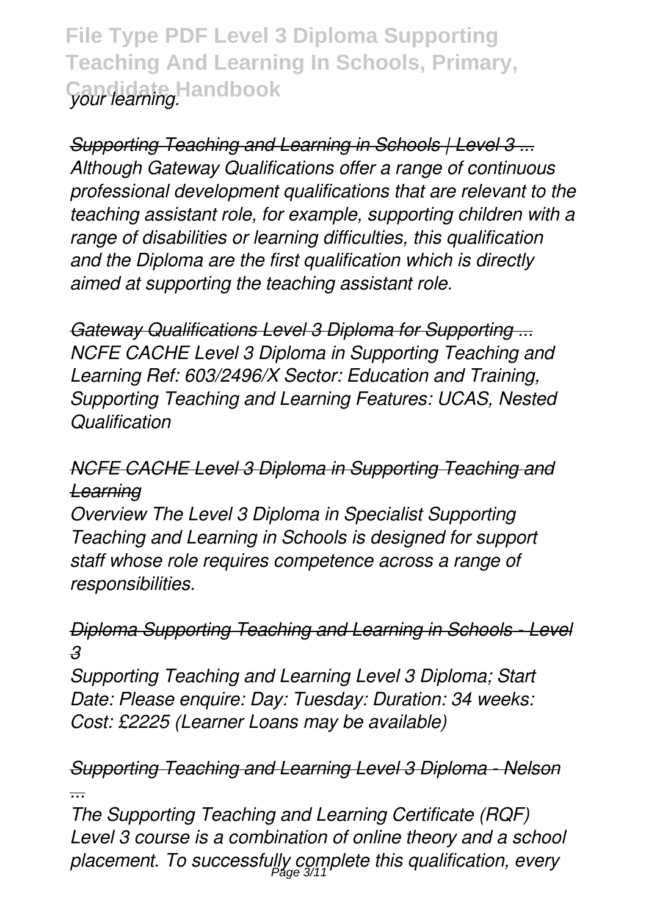*your learning.*

***Supporting Teaching and Learning in Schools | Level 3 ...***
*Although Gateway Qualifications offer a range of continuous professional development qualifications that are relevant to the teaching assistant role, for example, supporting children with a range of disabilities or learning difficulties, this qualification and the Diploma are the first qualification which is directly aimed at supporting the teaching assistant role.*

***Gateway Qualifications Level 3 Diploma for Supporting ...***
*NCFE CACHE Level 3 Diploma in Supporting Teaching and Learning Ref: 603/2496/X Sector: Education and Training, Supporting Teaching and Learning Features: UCAS, Nested Qualification*

***NCFE CACHE Level 3 Diploma in Supporting Teaching and Learning***
*Overview The Level 3 Diploma in Specialist Supporting Teaching and Learning in Schools is designed for support staff whose role requires competence across a range of responsibilities.*

***Diploma Supporting Teaching and Learning in Schools - Level 3***
*Supporting Teaching and Learning Level 3 Diploma; Start Date: Please enquire: Day: Tuesday: Duration: 34 weeks: Cost: £2225 (Learner Loans may be available)*

***Supporting Teaching and Learning Level 3 Diploma - Nelson ...***
*The Supporting Teaching and Learning Certificate (RQF) Level 3 course is a combination of online theory and a school placement. To successfully complete this qualification, every*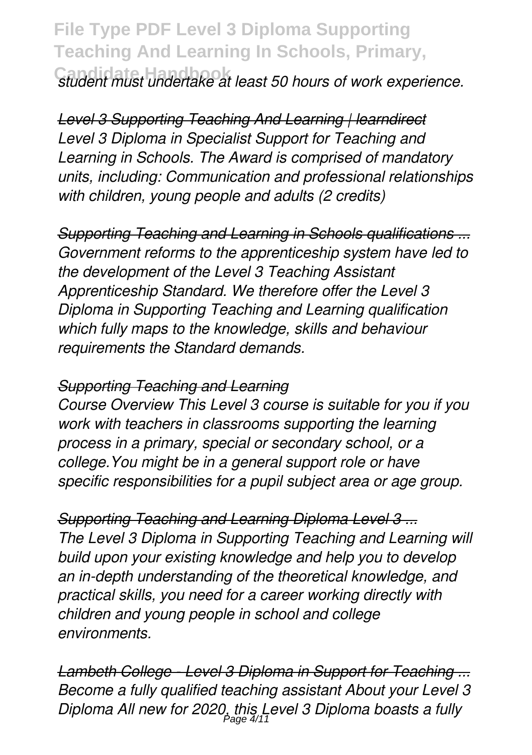*student must undertake at least 50 hours of work experience.*

***Level 3 Supporting Teaching And Learning | learndirect***
*Level 3 Diploma in Specialist Support for Teaching and Learning in Schools. The Award is comprised of mandatory units, including: Communication and professional relationships with children, young people and adults (2 credits)*

***Supporting Teaching and Learning in Schools qualifications ...***
*Government reforms to the apprenticeship system have led to the development of the Level 3 Teaching Assistant Apprenticeship Standard. We therefore offer the Level 3 Diploma in Supporting Teaching and Learning qualification which fully maps to the knowledge, skills and behaviour requirements the Standard demands.*

***Supporting Teaching and Learning***
*Course Overview This Level 3 course is suitable for you if you work with teachers in classrooms supporting the learning process in a primary, special or secondary school, or a college.You might be in a general support role or have specific responsibilities for a pupil subject area or age group.*

***Supporting Teaching and Learning Diploma Level 3 ...***
*The Level 3 Diploma in Supporting Teaching and Learning will build upon your existing knowledge and help you to develop an in-depth understanding of the theoretical knowledge, and practical skills, you need for a career working directly with children and young people in school and college environments.*

***Lambeth College - Level 3 Diploma in Support for Teaching ...***
*Become a fully qualified teaching assistant About your Level 3 Diploma All new for 2020, this Level 3 Diploma boasts a fully*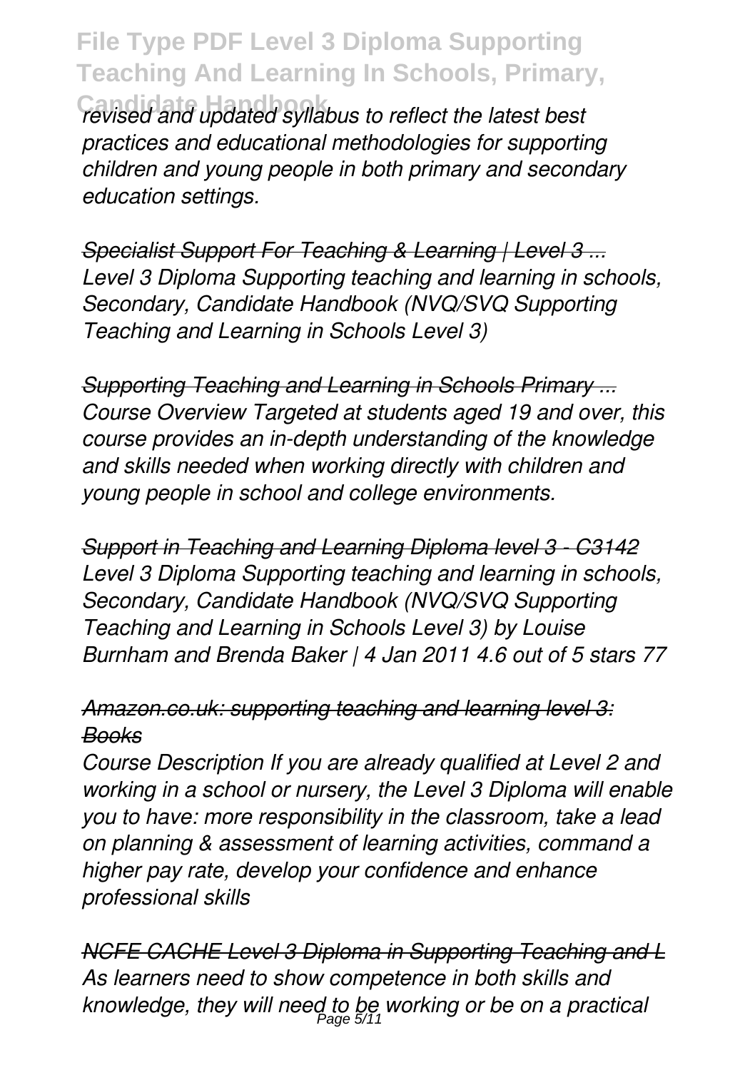*revised and updated syllabus to reflect the latest best practices and educational methodologies for supporting children and young people in both primary and secondary education settings.*

*Specialist Support For Teaching & Learning | Level 3 ...*
*Level 3 Diploma Supporting teaching and learning in schools, Secondary, Candidate Handbook (NVQ/SVQ Supporting Teaching and Learning in Schools Level 3)*

*Supporting Teaching and Learning in Schools Primary ...*
*Course Overview Targeted at students aged 19 and over, this course provides an in-depth understanding of the knowledge and skills needed when working directly with children and young people in school and college environments.*

*Support in Teaching and Learning Diploma level 3 - C3142*
*Level 3 Diploma Supporting teaching and learning in schools, Secondary, Candidate Handbook (NVQ/SVQ Supporting Teaching and Learning in Schools Level 3) by Louise Burnham and Brenda Baker | 4 Jan 2011 4.6 out of 5 stars 77*

*Amazon.co.uk: supporting teaching and learning level 3: Books*
*Course Description If you are already qualified at Level 2 and working in a school or nursery, the Level 3 Diploma will enable you to have: more responsibility in the classroom, take a lead on planning & assessment of learning activities, command a higher pay rate, develop your confidence and enhance professional skills*

*NCFE CACHE Level 3 Diploma in Supporting Teaching and L*
*As learners need to show competence in both skills and knowledge, they will need to be working or be on a practical*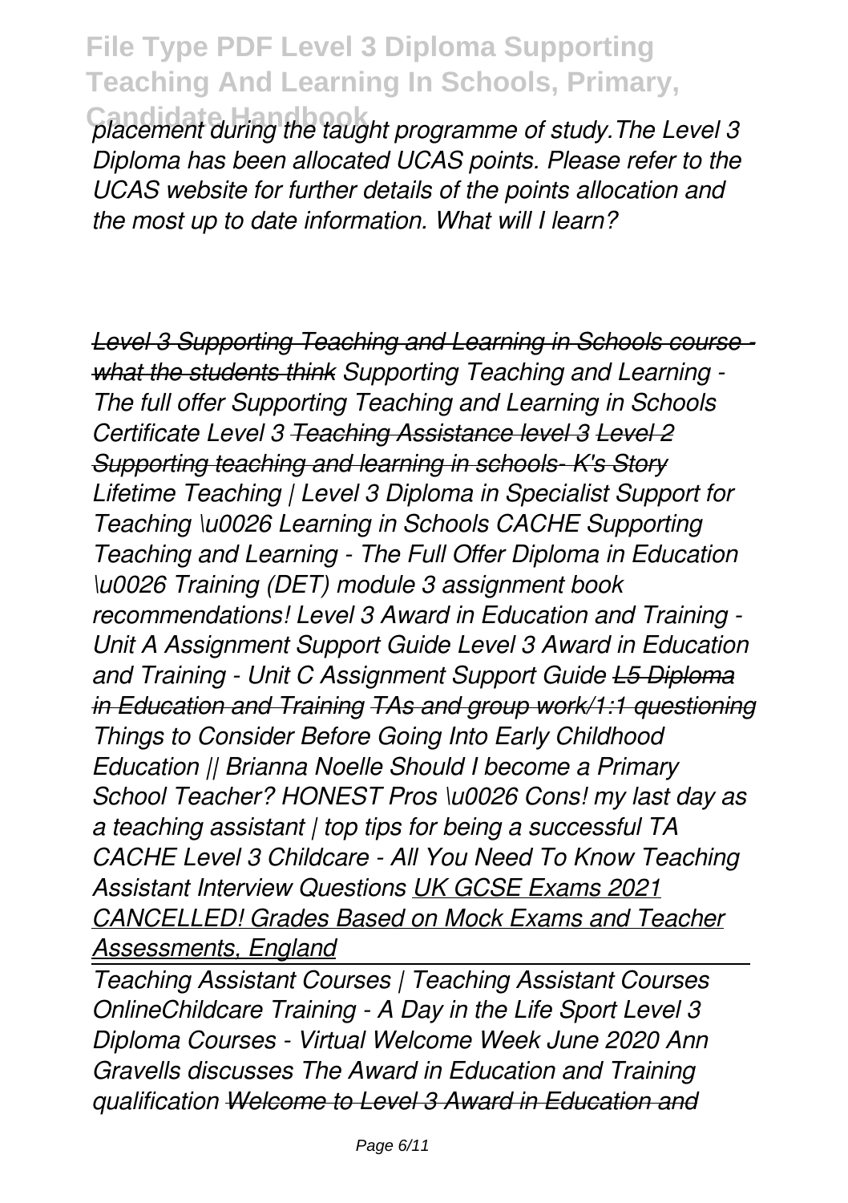*placement during the taught programme of study.The Level 3 Diploma has been allocated UCAS points. Please refer to the UCAS website for further details of the points allocation and the most up to date information. What will I learn?*

*Level 3 Supporting Teaching and Learning in Schools course - what the students think Supporting Teaching and Learning - The full offer Supporting Teaching and Learning in Schools Certificate Level 3 Teaching Assistance level 3 Level 2 Supporting teaching and learning in schools- K's Story Lifetime Teaching | Level 3 Diploma in Specialist Support for Teaching \u0026 Learning in Schools CACHE Supporting Teaching and Learning - The Full Offer Diploma in Education \u0026 Training (DET) module 3 assignment book recommendations! Level 3 Award in Education and Training - Unit A Assignment Support Guide Level 3 Award in Education and Training - Unit C Assignment Support Guide L5 Diploma in Education and Training TAs and group work/1:1 questioning Things to Consider Before Going Into Early Childhood Education || Brianna Noelle Should I become a Primary School Teacher? HONEST Pros \u0026 Cons! my last day as a teaching assistant | top tips for being a successful TA CACHE Level 3 Childcare - All You Need To Know Teaching Assistant Interview Questions UK GCSE Exams 2021 CANCELLED! Grades Based on Mock Exams and Teacher Assessments, England*

*Teaching Assistant Courses | Teaching Assistant Courses OnlineChildcare Training - A Day in the Life Sport Level 3 Diploma Courses - Virtual Welcome Week June 2020 Ann Gravells discusses The Award in Education and Training qualification Welcome to Level 3 Award in Education and*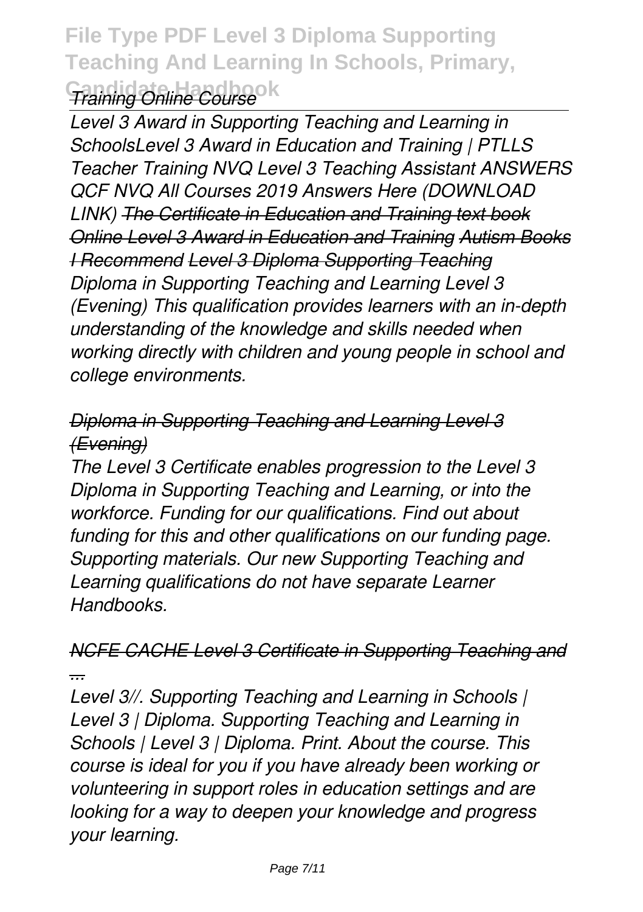*Training Online Course*

*Level 3 Award in Supporting Teaching and Learning in SchoolsLevel 3 Award in Education and Training | PTLLS Teacher Training NVQ Level 3 Teaching Assistant ANSWERS QCF NVQ All Courses 2019 Answers Here (DOWNLOAD LINK) ~~The Certificate in Education and Training text book~~ ~~Online Level 3 Award in Education and Training~~ ~~Autism Books I Recommend~~ ~~Level 3 Diploma Supporting Teaching~~ Diploma in Supporting Teaching and Learning Level 3 (Evening) This qualification provides learners with an in-depth understanding of the knowledge and skills needed when working directly with children and young people in school and college environments.*

*~~Diploma in Supporting Teaching and Learning Level 3 (Evening)~~*

*The Level 3 Certificate enables progression to the Level 3 Diploma in Supporting Teaching and Learning, or into the workforce. Funding for our qualifications. Find out about funding for this and other qualifications on our funding page. Supporting materials. Our new Supporting Teaching and Learning qualifications do not have separate Learner Handbooks.*

*~~NCFE CACHE Level 3 Certificate in Supporting Teaching and ...~~*

*Level 3//. Supporting Teaching and Learning in Schools | Level 3 | Diploma. Supporting Teaching and Learning in Schools | Level 3 | Diploma. Print. About the course. This course is ideal for you if you have already been working or volunteering in support roles in education settings and are looking for a way to deepen your knowledge and progress your learning.*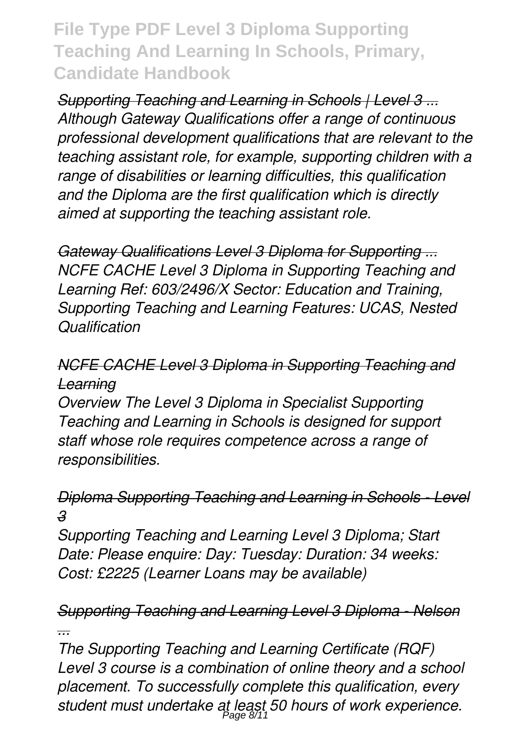*Supporting Teaching and Learning in Schools | Level 3 ...*
*Although Gateway Qualifications offer a range of continuous professional development qualifications that are relevant to the teaching assistant role, for example, supporting children with a range of disabilities or learning difficulties, this qualification and the Diploma are the first qualification which is directly aimed at supporting the teaching assistant role.*

*Gateway Qualifications Level 3 Diploma for Supporting ...*
*NCFE CACHE Level 3 Diploma in Supporting Teaching and Learning Ref: 603/2496/X Sector: Education and Training, Supporting Teaching and Learning Features: UCAS, Nested Qualification*

*NCFE CACHE Level 3 Diploma in Supporting Teaching and Learning*
*Overview The Level 3 Diploma in Specialist Supporting Teaching and Learning in Schools is designed for support staff whose role requires competence across a range of responsibilities.*

*Diploma Supporting Teaching and Learning in Schools - Level 3*
*Supporting Teaching and Learning Level 3 Diploma; Start Date: Please enquire: Day: Tuesday: Duration: 34 weeks: Cost: £2225 (Learner Loans may be available)*

*Supporting Teaching and Learning Level 3 Diploma - Nelson ...*
*The Supporting Teaching and Learning Certificate (RQF) Level 3 course is a combination of online theory and a school placement. To successfully complete this qualification, every student must undertake at least 50 hours of work experience.*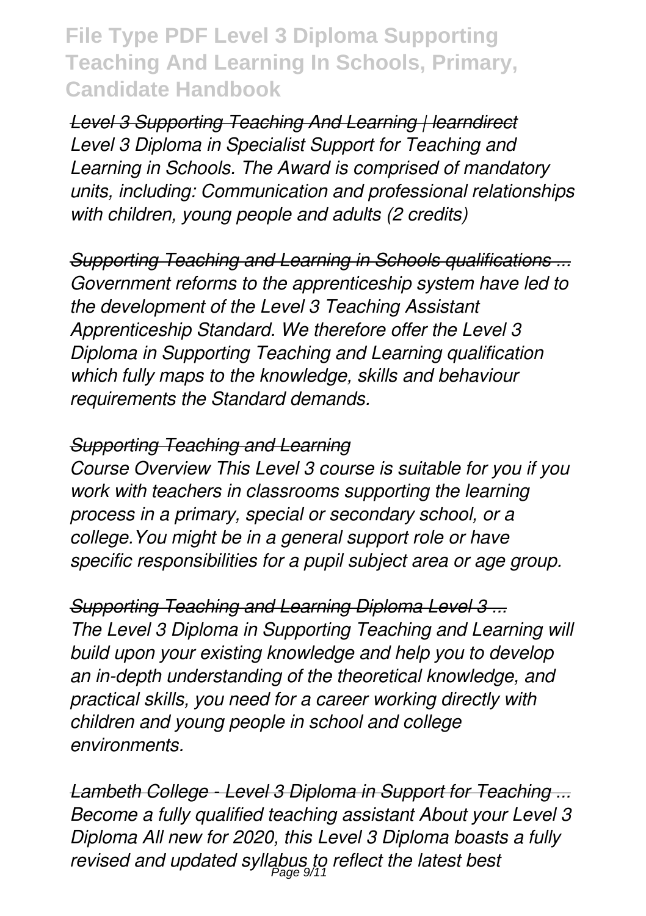*Level 3 Supporting Teaching And Learning | learndirect*
*Level 3 Diploma in Specialist Support for Teaching and Learning in Schools. The Award is comprised of mandatory units, including: Communication and professional relationships with children, young people and adults (2 credits)*

*Supporting Teaching and Learning in Schools qualifications ...*
*Government reforms to the apprenticeship system have led to the development of the Level 3 Teaching Assistant Apprenticeship Standard. We therefore offer the Level 3 Diploma in Supporting Teaching and Learning qualification which fully maps to the knowledge, skills and behaviour requirements the Standard demands.*

*Supporting Teaching and Learning*
*Course Overview This Level 3 course is suitable for you if you work with teachers in classrooms supporting the learning process in a primary, special or secondary school, or a college.You might be in a general support role or have specific responsibilities for a pupil subject area or age group.*

*Supporting Teaching and Learning Diploma Level 3 ...*
*The Level 3 Diploma in Supporting Teaching and Learning will build upon your existing knowledge and help you to develop an in-depth understanding of the theoretical knowledge, and practical skills, you need for a career working directly with children and young people in school and college environments.*

*Lambeth College - Level 3 Diploma in Support for Teaching ...*
*Become a fully qualified teaching assistant About your Level 3 Diploma All new for 2020, this Level 3 Diploma boasts a fully revised and updated syllabus to reflect the latest best*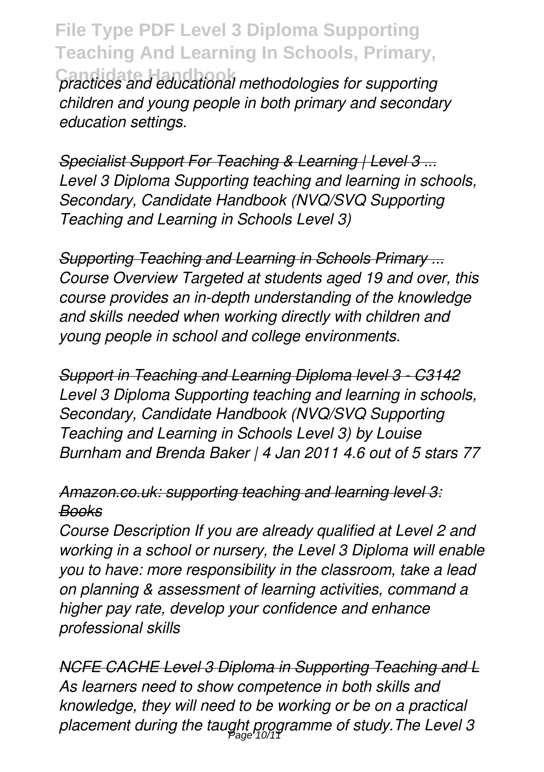*practices and educational methodologies for supporting children and young people in both primary and secondary education settings.*

*Specialist Support For Teaching & Learning | Level 3 ...*
*Level 3 Diploma Supporting teaching and learning in schools, Secondary, Candidate Handbook (NVQ/SVQ Supporting Teaching and Learning in Schools Level 3)*

*Supporting Teaching and Learning in Schools Primary ...*
*Course Overview Targeted at students aged 19 and over, this course provides an in-depth understanding of the knowledge and skills needed when working directly with children and young people in school and college environments.*

*Support in Teaching and Learning Diploma level 3 - C3142*
*Level 3 Diploma Supporting teaching and learning in schools, Secondary, Candidate Handbook (NVQ/SVQ Supporting Teaching and Learning in Schools Level 3) by Louise Burnham and Brenda Baker | 4 Jan 2011 4.6 out of 5 stars 77*

*Amazon.co.uk: supporting teaching and learning level 3: Books*
*Course Description If you are already qualified at Level 2 and working in a school or nursery, the Level 3 Diploma will enable you to have: more responsibility in the classroom, take a lead on planning & assessment of learning activities, command a higher pay rate, develop your confidence and enhance professional skills*

*NCFE CACHE Level 3 Diploma in Supporting Teaching and L*
*As learners need to show competence in both skills and knowledge, they will need to be working or be on a practical placement during the taught programme of study.The Level 3*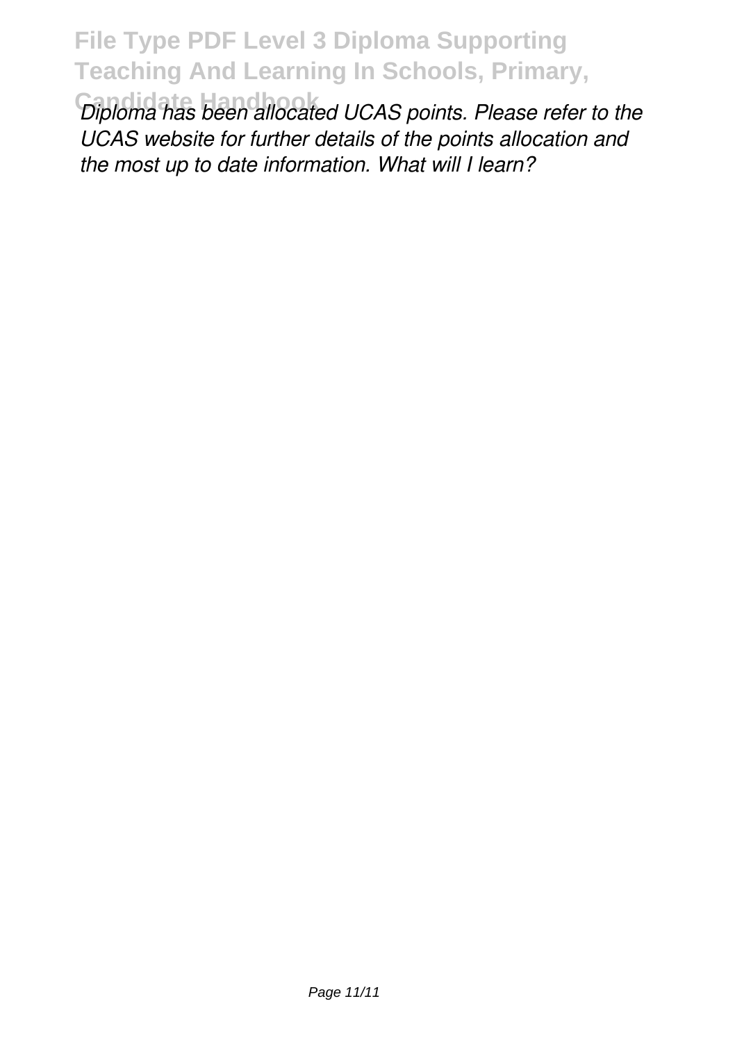*Diploma has been allocated UCAS points. Please refer to the UCAS website for further details of the points allocation and the most up to date information. What will I learn?*